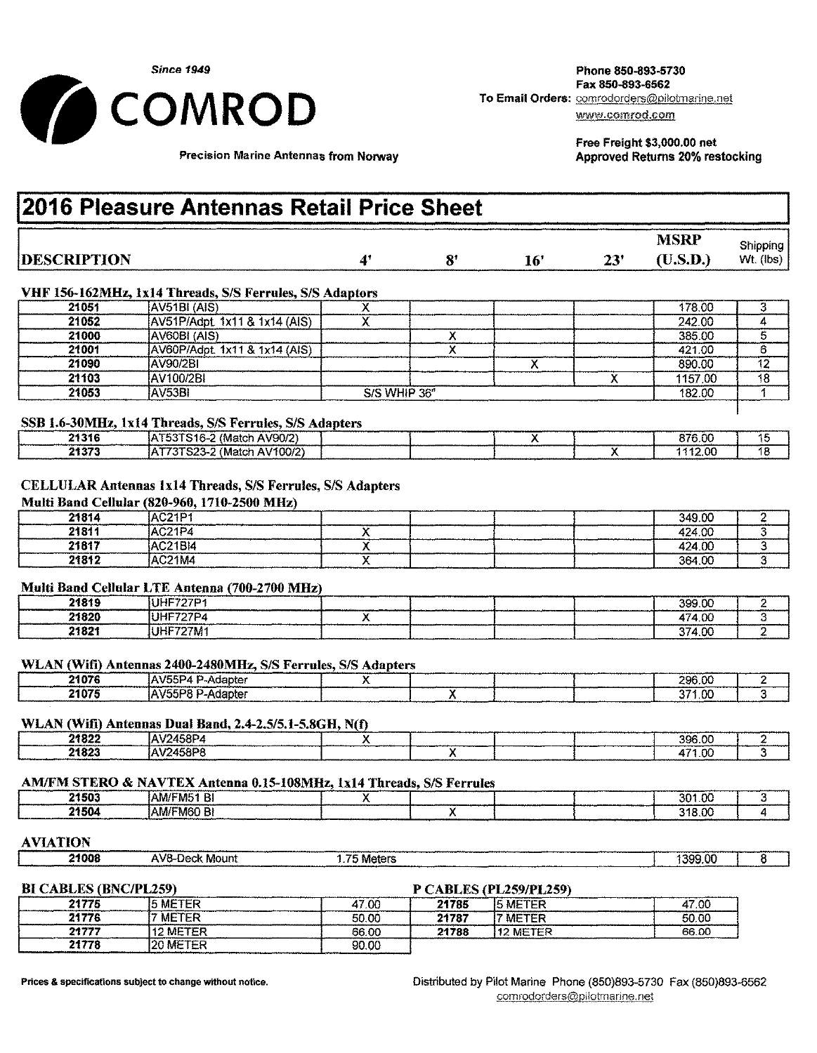*Since 1949*

# COMROD

Precision Marine Antennas from Norway

Phone 850-893-5730
Fax 850-893-6562
To Email Orders: comrodorders@pilotmarine.net
www.comrod.com

**Free Freight $3,000.00 net**
**Approved Returns 20% restocking**

# 2016 Pleasure Antennas Retail Price Sheet

| DESCRIPTION | | 4' | 8' | 16' | 23' | MSRP (U.S.D.) | Shipping Wt. (lbs) |
|---|---|---|---|---|---|---|---|
| **VHF 156-162MHz, 1x14 Threads, S/S Ferrules, S/S Adaptors** | | | | | | | |
| 21051 | AV51BI (AIS) | X | | | | 178.00 | 3 |
| 21052 | AV51P/Adpt. 1x11 & 1x14 (AIS) | X | | | | 242.00 | 4 |
| 21000 | AV60BI (AIS) | | X | | | 385.00 | 5 |
| 21001 | AV60P/Adpt. 1x11 & 1x14 (AIS) | | X | | | 421.00 | 6 |
| 21090 | AV90/2BI | | | X | | 890.00 | 12 |
| 21103 | AV100/2BI | | | | X | 1157.00 | 18 |
| 21053 | AV53BI | S/S WHIP 36" | | | | 182.00 | 1 |
| **SSB 1.6-30MHz, 1x14 Threads, S/S Ferrules, S/S Adapters** | | | | | | | |
| 21316 | AT53TS16-2 (Match AV90/2) | | | X | | 876.00 | 15 |
| 21373 | AT73TS23-2 (Match AV100/2) | | | | X | 1112.00 | 18 |
| **CELLULAR Antennas 1x14 Threads, S/S Ferrules, S/S Adapters** | | | | | | | |
| **Multi Band Cellular (820-960, 1710-2500 MHz)** | | | | | | | |
| 21814 | AC21P1 | | | | | 349.00 | 2 |
| 21811 | AC21P4 | X | | | | 424.00 | 3 |
| 21817 | AC21BI4 | X | | | | 424.00 | 3 |
| 21812 | AC21M4 | X | | | | 364.00 | 3 |
| **Multi Band Cellular LTE Antenna (700-2700 MHz)** | | | | | | | |
| 21819 | UHF727P1 | | | | | 399.00 | 2 |
| 21820 | UHF727P4 | X | | | | 474.00 | 3 |
| 21821 | UHF727M1 | | | | | 374.00 | 2 |
| **WLAN (Wifi) Antennas 2400-2480MHz, S/S Ferrules, S/S Adapters** | | | | | | | |
| 21076 | AV55P4 P-Adapter | X | | | | 296.00 | 2 |
| 21075 | AV55P8 P-Adapter | | X | | | 371.00 | 3 |
| **WLAN (Wifi) Antennas Dual Band, 2.4-2.5/5.1-5.8GH, N(f)** | | | | | | | |
| 21822 | AV2458P4 | X | | | | 396.00 | 2 |
| 21823 | AV2458P8 | | X | | | 471.00 | 3 |
| **AM/FM STERO & NAVTEX Antenna 0.15-108MHz, 1x14 Threads, S/S Ferrules** | | | | | | | |
| 21503 | AM/FM51 BI | X | | | | 301.00 | 3 |
| 21504 | AM/FM60 BI | | X | | | 318.00 | 4 |
| **AVIATION** | | | | | | | |
| 21008 | AV8-Deck Mount | 1.75 Meters | | | | 1399.00 | 8 |

**BI CABLES (BNC/PL259)**

| | | |
|---|---|---|
| 21775 | 5 METER | 47.00 |
| 21776 | 7 METER | 50.00 |
| 21777 | 12 METER | 66.00 |
| 21778 | 20 METER | 90.00 |

**P CABLES (PL259/PL259)**

| | | |
|---|---|---|
| 21785 | 5 METER | 47.00 |
| 21787 | 7 METER | 50.00 |
| 21788 | 12 METER | 66.00 |

**Prices & specifications subject to change without notice.**

Distributed by Pilot Marine Phone (850)893-5730 Fax (850)893-6562
comrodorders@pilotmarine.net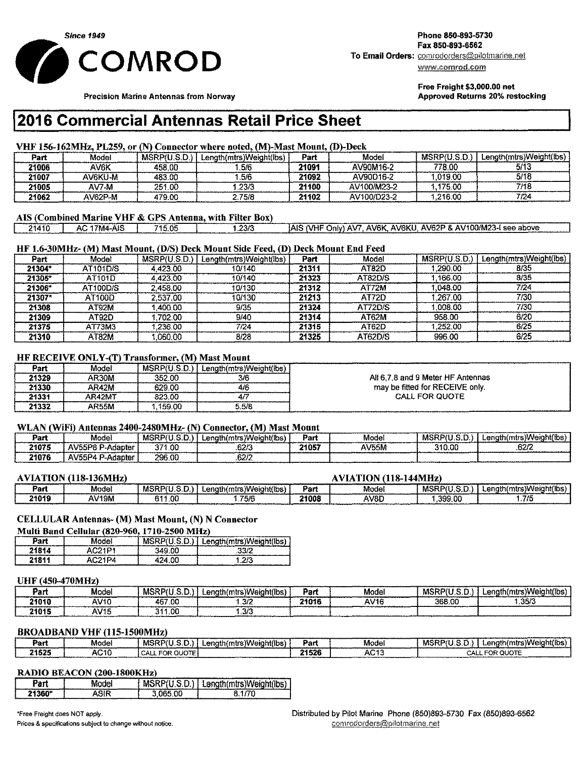*Since 1949*

# COMROD

Precision Marine Antennas from Norway

Phone 850-893-5730
Fax 850-893-6562
To Email Orders: comrodorders@pilotmarine.net
www.comrod.com

Free Freight $3,000.00 net
Approved Returns 20% restocking

# 2016 Commercial Antennas Retail Price Sheet

## VHF 156-162MHz, PL259, or (N) Connector where noted, (M)-Mast Mount, (D)-Deck

| Part | Model | MSRP(U.S.D.) | Length(mtrs)Weight(lbs) | Part | Model | MSRP(U.S.D.) | Length(mtrs)Weight(lbs) |
|---|---|---|---|---|---|---|---|
| **21006** | AV6K | 458.00 | 1.5/6 | **21091** | AV90M16-2 | 778.00 | 5/13 |
| **21007** | AV6KU-M | 483.00 | 1.5/6 | **21092** | AV90D16-2 | 1,019.00 | 5/18 |
| **21005** | AV7-M | 251.00 | 1.23/3 | **21100** | AV100/M23-2 | 1,175.00 | 7/18 |
| **21062** | AV62P-M | 479.00 | 2.75/8 | **21102** | AV100/D23-2 | 1,216.00 | 7/24 |

## AIS (Combined Marine VHF & GPS Antenna, with Filter Box)

| | | | | |
|---|---|---|---|---|
| 21410 | AC 17M4-AIS | 715.05 | 1.23/3 | AIS (VHF Only) AV7, AV6K, AV6KU, AV62P & AV100/M23-I see above |

## HF 1.6-30MHz- (M) Mast Mount, (D/S) Deck Mount Side Feed, (D) Deck Mount End Feed

| Part | Model | MSRP(U.S.D.) | Length(mtrs)Weight(lbs) | Part | Model | MSRP(U.S.D.) | Length(mtrs)Weight(lbs) |
|---|---|---|---|---|---|---|---|
| **21304*** | AT101D/S | 4,423.00 | 10/140 | **21311** | AT82D | 1,290.00 | 8/35 |
| **21305*** | AT101D | 4,423.00 | 10/140 | **21323** | AT82D/S | 1,166.00 | 8/35 |
| **21306*** | AT100D/S | 2,458.00 | 10/130 | **21312** | AT72M | 1,048.00 | 7/24 |
| **21307*** | AT100D | 2,537.00 | 10/130 | **21213** | AT72D | 1,267.00 | 7/30 |
| **21308** | AT92M | 1,400.00 | 9/35 | **21324** | AT72D/S | 1,008.00 | 7/30 |
| **21309** | AT92D | 1,702.00 | 9/40 | **21314** | AT62M | 958.00 | 6/20 |
| **21375** | AT73M3 | 1,236.00 | 7/24 | **21315** | AT62D | 1,252.00 | 6/25 |
| **21310** | AT82M | 1,060.00 | 8/28 | **21325** | AT62D/S | 996.00 | 6/25 |

## HF RECEIVE ONLY-(T) Transformer, (M) Mast Mount

| Part | Model | MSRP(U.S.D.) | Length(mtrs)Weight(lbs) |
|---|---|---|---|
| **21329** | AR30M | 352.00 | 3/6 |
| **21330** | AR42M | 629.00 | 4/6 |
| **21331** | AR42MT | 823.00 | 4/7 |
| **21332** | AR55M | 1,159.00 | 5.5/8 |

All 6,7,8 and 9 Meter HF Antennas may be fitted for RECEIVE only. CALL FOR QUOTE

## WLAN (WiFi) Antennas 2400-2480MHz- (N) Connector, (M) Mast Mount

| Part | Model | MSRP(U.S.D.) | Length(mtrs)Weight(lbs) | Part | Model | MSRP(U.S.D.) | Length(mtrs)Weight(lbs) |
|---|---|---|---|---|---|---|---|
| **21075** | AV55P8 P-Adapter | 371.00 | .62/3 | **21057** | AV55M | 310.00 | .62/2 |
| **21076** | AV55P4 P-Adapter | 296.00 | .62/2 | | | | |

## AVIATION (118-136MHz) / AVIATION (118-144MHz)

| Part | Model | MSRP(U.S.D.) | Length(mtrs)Weight(lbs) | Part | Model | MSRP(U.S.D.) | Length(mtrs)Weight(lbs) |
|---|---|---|---|---|---|---|---|
| **21019** | AV19M | 611.00 | 1.75/6 | **21008** | AV8D | 1,399.00 | 1.7/5 |

## CELLULAR Antennas- (M) Mast Mount, (N) N Connector

### Multi Band Cellular (820-960, 1710-2500 MHz)

| Part | Model | MSRP(U.S.D.) | Length(mtrs)Weight(lbs) |
|---|---|---|---|
| **21814** | AC21P1 | 349.00 | .33/2 |
| **21811** | AC21P4 | 424.00 | 1.2/3 |

## UHF (450-470MHz)

| Part | Model | MSRP(U.S.D.) | Length(mtrs)Weight(lbs) | Part | Model | MSRP(U.S.D.) | Length(mtrs)Weight(lbs) |
|---|---|---|---|---|---|---|---|
| **21010** | AV10 | 467.00 | 1.3/2 | **21016** | AV16 | 368.00 | 1.35/3 |
| **21015** | AV15 | 311.00 | 1.3/3 | | | | |

## BROADBAND VHF (115-1500MHz)

| Part | Model | MSRP(U.S.D.) | Length(mtrs)Weight(lbs) | Part | Model | MSRP(U.S.D.) | Length(mtrs)Weight(lbs) |
|---|---|---|---|---|---|---|---|
| **21525** | AC10 | CALL FOR QUOTE | | **21526** | AC13 | CALL FOR QUOTE | |

## RADIO BEACON (200-1800KHz)

| Part | Model | MSRP(U.S.D.) | Length(mtrs)Weight(lbs) |
|---|---|---|---|
| **21360*** | ASIR | 3,065.00 | 8.1/70 |

*Free Freight does NOT apply.
Prices & specifications subject to change without notice.

Distributed by Pilot Marine Phone (850)893-5730 Fax (850)893-6562
comrodorders@pilotmarine.net